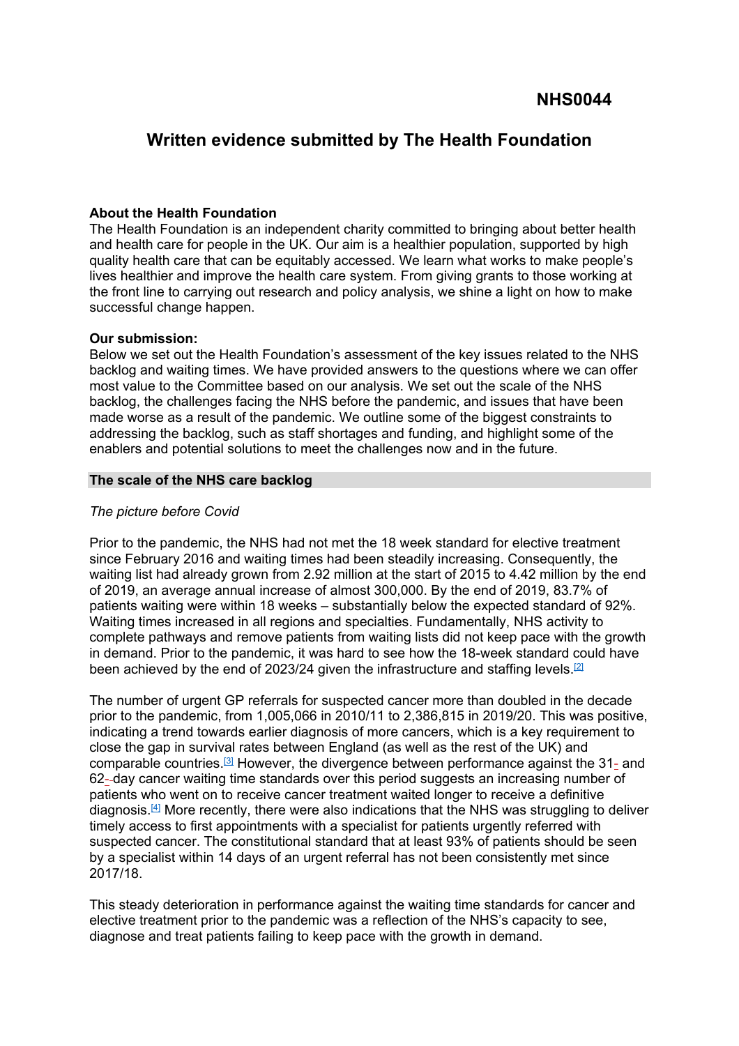NHS0044

# Written evidence submitted by The Health Foundation

**About the Health Foundation**
The Health Foundation is an independent charity committed to bringing about better health and health care for people in the UK. Our aim is a healthier population, supported by high quality health care that can be equitably accessed. We learn what works to make people's lives healthier and improve the health care system. From giving grants to those working at the front line to carrying out research and policy analysis, we shine a light on how to make successful change happen.

**Our submission:**
Below we set out the Health Foundation's assessment of the key issues related to the NHS backlog and waiting times. We have provided answers to the questions where we can offer most value to the Committee based on our analysis. We set out the scale of the NHS backlog, the challenges facing the NHS before the pandemic, and issues that have been made worse as a result of the pandemic. We outline some of the biggest constraints to addressing the backlog, such as staff shortages and funding, and highlight some of the enablers and potential solutions to meet the challenges now and in the future.

## The scale of the NHS care backlog

*The picture before Covid*

Prior to the pandemic, the NHS had not met the 18 week standard for elective treatment since February 2016 and waiting times had been steadily increasing. Consequently, the waiting list had already grown from 2.92 million at the start of 2015 to 4.42 million by the end of 2019, an average annual increase of almost 300,000. By the end of 2019, 83.7% of patients waiting were within 18 weeks – substantially below the expected standard of 92%. Waiting times increased in all regions and specialties. Fundamentally, NHS activity to complete pathways and remove patients from waiting lists did not keep pace with the growth in demand. Prior to the pandemic, it was hard to see how the 18-week standard could have been achieved by the end of 2023/24 given the infrastructure and staffing levels.[2]

The number of urgent GP referrals for suspected cancer more than doubled in the decade prior to the pandemic, from 1,005,066 in 2010/11 to 2,386,815 in 2019/20. This was positive, indicating a trend towards earlier diagnosis of more cancers, which is a key requirement to close the gap in survival rates between England (as well as the rest of the UK) and comparable countries.[3] However, the divergence between performance against the 31- and 62--day cancer waiting time standards over this period suggests an increasing number of patients who went on to receive cancer treatment waited longer to receive a definitive diagnosis.[4] More recently, there were also indications that the NHS was struggling to deliver timely access to first appointments with a specialist for patients urgently referred with suspected cancer. The constitutional standard that at least 93% of patients should be seen by a specialist within 14 days of an urgent referral has not been consistently met since 2017/18.

This steady deterioration in performance against the waiting time standards for cancer and elective treatment prior to the pandemic was a reflection of the NHS's capacity to see, diagnose and treat patients failing to keep pace with the growth in demand.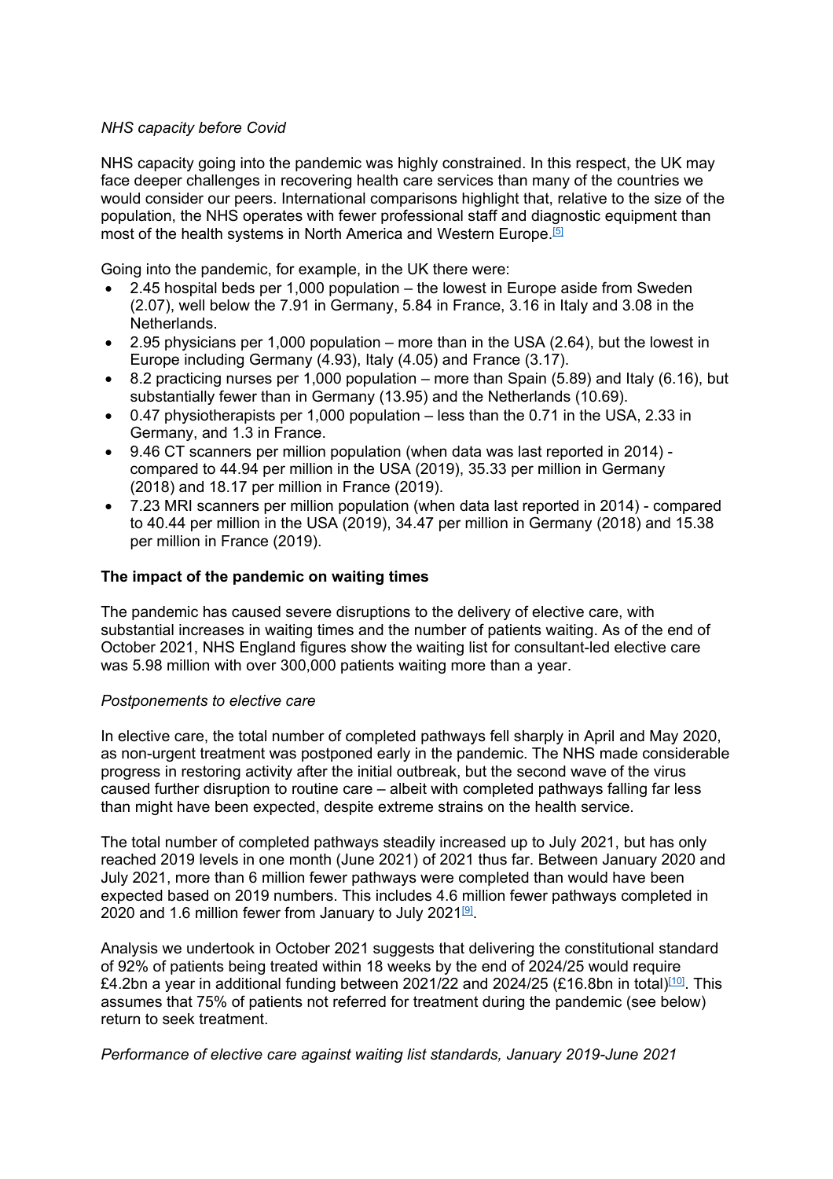*NHS capacity before Covid*

NHS capacity going into the pandemic was highly constrained. In this respect, the UK may face deeper challenges in recovering health care services than many of the countries we would consider our peers. International comparisons highlight that, relative to the size of the population, the NHS operates with fewer professional staff and diagnostic equipment than most of the health systems in North America and Western Europe.[5]

Going into the pandemic, for example, in the UK there were:

- 2.45 hospital beds per 1,000 population – the lowest in Europe aside from Sweden (2.07), well below the 7.91 in Germany, 5.84 in France, 3.16 in Italy and 3.08 in the Netherlands.
- 2.95 physicians per 1,000 population – more than in the USA (2.64), but the lowest in Europe including Germany (4.93), Italy (4.05) and France (3.17).
- 8.2 practicing nurses per 1,000 population – more than Spain (5.89) and Italy (6.16), but substantially fewer than in Germany (13.95) and the Netherlands (10.69).
- 0.47 physiotherapists per 1,000 population – less than the 0.71 in the USA, 2.33 in Germany, and 1.3 in France.
- 9.46 CT scanners per million population (when data was last reported in 2014) - compared to 44.94 per million in the USA (2019), 35.33 per million in Germany (2018) and 18.17 per million in France (2019).
- 7.23 MRI scanners per million population (when data last reported in 2014) - compared to 40.44 per million in the USA (2019), 34.47 per million in Germany (2018) and 15.38 per million in France (2019).

**The impact of the pandemic on waiting times**

The pandemic has caused severe disruptions to the delivery of elective care, with substantial increases in waiting times and the number of patients waiting. As of the end of October 2021, NHS England figures show the waiting list for consultant-led elective care was 5.98 million with over 300,000 patients waiting more than a year.

*Postponements to elective care*

In elective care, the total number of completed pathways fell sharply in April and May 2020, as non-urgent treatment was postponed early in the pandemic. The NHS made considerable progress in restoring activity after the initial outbreak, but the second wave of the virus caused further disruption to routine care – albeit with completed pathways falling far less than might have been expected, despite extreme strains on the health service.

The total number of completed pathways steadily increased up to July 2021, but has only reached 2019 levels in one month (June 2021) of 2021 thus far. Between January 2020 and July 2021, more than 6 million fewer pathways were completed than would have been expected based on 2019 numbers. This includes 4.6 million fewer pathways completed in 2020 and 1.6 million fewer from January to July 2021[9].

Analysis we undertook in October 2021 suggests that delivering the constitutional standard of 92% of patients being treated within 18 weeks by the end of 2024/25 would require £4.2bn a year in additional funding between 2021/22 and 2024/25 (£16.8bn in total)[10]. This assumes that 75% of patients not referred for treatment during the pandemic (see below) return to seek treatment.

*Performance of elective care against waiting list standards, January 2019-June 2021*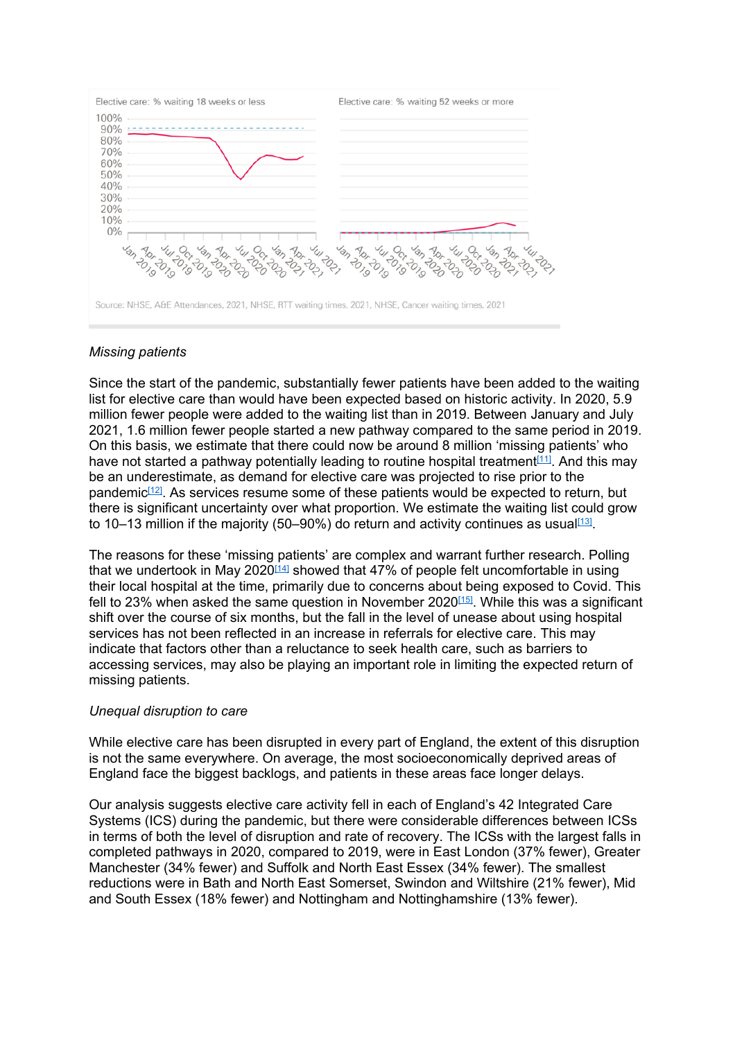Elective care: % waiting 18 weeks or less

Elective care: % waiting 52 weeks or more

Source: NHSE, A&E Attendances, 2021, NHSE, RTT waiting times, 2021, NHSE, Cancer waiting times, 2021

*Missing patients*

Since the start of the pandemic, substantially fewer patients have been added to the waiting list for elective care than would have been expected based on historic activity. In 2020, 5.9 million fewer people were added to the waiting list than in 2019. Between January and July 2021, 1.6 million fewer people started a new pathway compared to the same period in 2019. On this basis, we estimate that there could now be around 8 million 'missing patients' who have not started a pathway potentially leading to routine hospital treatment[11]. And this may be an underestimate, as demand for elective care was projected to rise prior to the pandemic[12]. As services resume some of these patients would be expected to return, but there is significant uncertainty over what proportion. We estimate the waiting list could grow to 10–13 million if the majority (50–90%) do return and activity continues as usual[13].

The reasons for these 'missing patients' are complex and warrant further research. Polling that we undertook in May 2020[14] showed that 47% of people felt uncomfortable in using their local hospital at the time, primarily due to concerns about being exposed to Covid. This fell to 23% when asked the same question in November 2020[15]. While this was a significant shift over the course of six months, but the fall in the level of unease about using hospital services has not been reflected in an increase in referrals for elective care. This may indicate that factors other than a reluctance to seek health care, such as barriers to accessing services, may also be playing an important role in limiting the expected return of missing patients.

*Unequal disruption to care*

While elective care has been disrupted in every part of England, the extent of this disruption is not the same everywhere. On average, the most socioeconomically deprived areas of England face the biggest backlogs, and patients in these areas face longer delays.

Our analysis suggests elective care activity fell in each of England's 42 Integrated Care Systems (ICS) during the pandemic, but there were considerable differences between ICSs in terms of both the level of disruption and rate of recovery. The ICSs with the largest falls in completed pathways in 2020, compared to 2019, were in East London (37% fewer), Greater Manchester (34% fewer) and Suffolk and North East Essex (34% fewer). The smallest reductions were in Bath and North East Somerset, Swindon and Wiltshire (21% fewer), Mid and South Essex (18% fewer) and Nottingham and Nottinghamshire (13% fewer).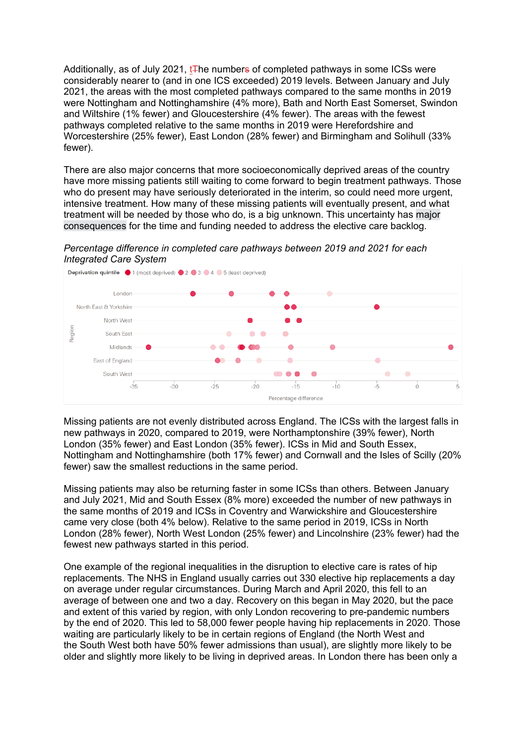Additionally, as of July 2021, the number of completed pathways in some ICSs were considerably nearer to (and in one ICS exceeded) 2019 levels. Between January and July 2021, the areas with the most completed pathways compared to the same months in 2019 were Nottingham and Nottinghamshire (4% more), Bath and North East Somerset, Swindon and Wiltshire (1% fewer) and Gloucestershire (4% fewer). The areas with the fewest pathways completed relative to the same months in 2019 were Herefordshire and Worcestershire (25% fewer), East London (28% fewer) and Birmingham and Solihull (33% fewer).

There are also major concerns that more socioeconomically deprived areas of the country have more missing patients still waiting to come forward to begin treatment pathways. Those who do present may have seriously deteriorated in the interim, so could need more urgent, intensive treatment. How many of these missing patients will eventually present, and what treatment will be needed by those who do, is a big unknown. This uncertainty has major consequences for the time and funding needed to address the elective care backlog.

*Percentage difference in completed care pathways between 2019 and 2021 for each Integrated Care System*

Missing patients are not evenly distributed across England. The ICSs with the largest falls in new pathways in 2020, compared to 2019, were Northamptonshire (39% fewer), North London (35% fewer) and East London (35% fewer). ICSs in Mid and South Essex, Nottingham and Nottinghamshire (both 17% fewer) and Cornwall and the Isles of Scilly (20% fewer) saw the smallest reductions in the same period.

Missing patients may also be returning faster in some ICSs than others. Between January and July 2021, Mid and South Essex (8% more) exceeded the number of new pathways in the same months of 2019 and ICSs in Coventry and Warwickshire and Gloucestershire came very close (both 4% below). Relative to the same period in 2019, ICSs in North London (28% fewer), North West London (25% fewer) and Lincolnshire (23% fewer) had the fewest new pathways started in this period.

One example of the regional inequalities in the disruption to elective care is rates of hip replacements. The NHS in England usually carries out 330 elective hip replacements a day on average under regular circumstances. During March and April 2020, this fell to an average of between one and two a day. Recovery on this began in May 2020, but the pace and extent of this varied by region, with only London recovering to pre-pandemic numbers by the end of 2020. This led to 58,000 fewer people having hip replacements in 2020. Those waiting are particularly likely to be in certain regions of England (the North West and the South West both have 50% fewer admissions than usual), are slightly more likely to be older and slightly more likely to be living in deprived areas. In London there has been only a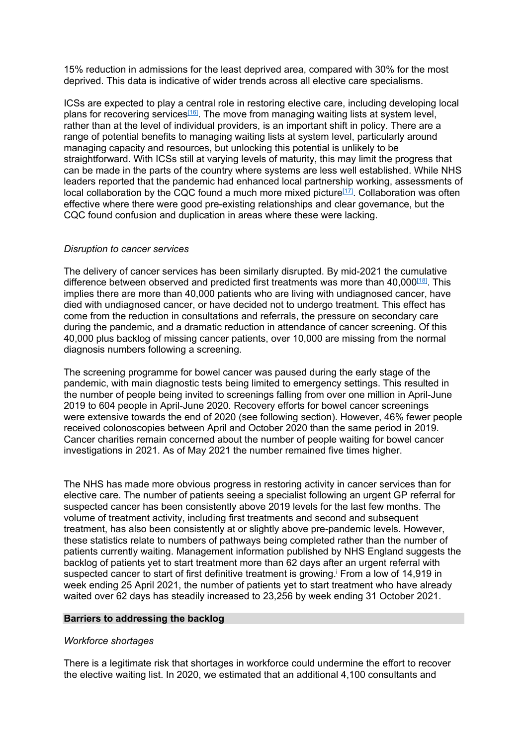15% reduction in admissions for the least deprived area, compared with 30% for the most deprived. This data is indicative of wider trends across all elective care specialisms.

ICSs are expected to play a central role in restoring elective care, including developing local plans for recovering services[16]. The move from managing waiting lists at system level, rather than at the level of individual providers, is an important shift in policy. There are a range of potential benefits to managing waiting lists at system level, particularly around managing capacity and resources, but unlocking this potential is unlikely to be straightforward. With ICSs still at varying levels of maturity, this may limit the progress that can be made in the parts of the country where systems are less well established. While NHS leaders reported that the pandemic had enhanced local partnership working, assessments of local collaboration by the CQC found a much more mixed picture[17]. Collaboration was often effective where there were good pre-existing relationships and clear governance, but the CQC found confusion and duplication in areas where these were lacking.

*Disruption to cancer services*

The delivery of cancer services has been similarly disrupted. By mid-2021 the cumulative difference between observed and predicted first treatments was more than 40,000[18]. This implies there are more than 40,000 patients who are living with undiagnosed cancer, have died with undiagnosed cancer, or have decided not to undergo treatment. This effect has come from the reduction in consultations and referrals, the pressure on secondary care during the pandemic, and a dramatic reduction in attendance of cancer screening. Of this 40,000 plus backlog of missing cancer patients, over 10,000 are missing from the normal diagnosis numbers following a screening.

The screening programme for bowel cancer was paused during the early stage of the pandemic, with main diagnostic tests being limited to emergency settings. This resulted in the number of people being invited to screenings falling from over one million in April-June 2019 to 604 people in April-June 2020. Recovery efforts for bowel cancer screenings were extensive towards the end of 2020 (see following section). However, 46% fewer people received colonoscopies between April and October 2020 than the same period in 2019. Cancer charities remain concerned about the number of people waiting for bowel cancer investigations in 2021. As of May 2021 the number remained five times higher.

The NHS has made more obvious progress in restoring activity in cancer services than for elective care. The number of patients seeing a specialist following an urgent GP referral for suspected cancer has been consistently above 2019 levels for the last few months. The volume of treatment activity, including first treatments and second and subsequent treatment, has also been consistently at or slightly above pre-pandemic levels. However, these statistics relate to numbers of pathways being completed rather than the number of patients currently waiting. Management information published by NHS England suggests the backlog of patients yet to start treatment more than 62 days after an urgent referral with suspected cancer to start of first definitive treatment is growing.[i] From a low of 14,919 in week ending 25 April 2021, the number of patients yet to start treatment who have already waited over 62 days has steadily increased to 23,256 by week ending 31 October 2021.

## Barriers to addressing the backlog

*Workforce shortages*

There is a legitimate risk that shortages in workforce could undermine the effort to recover the elective waiting list. In 2020, we estimated that an additional 4,100 consultants and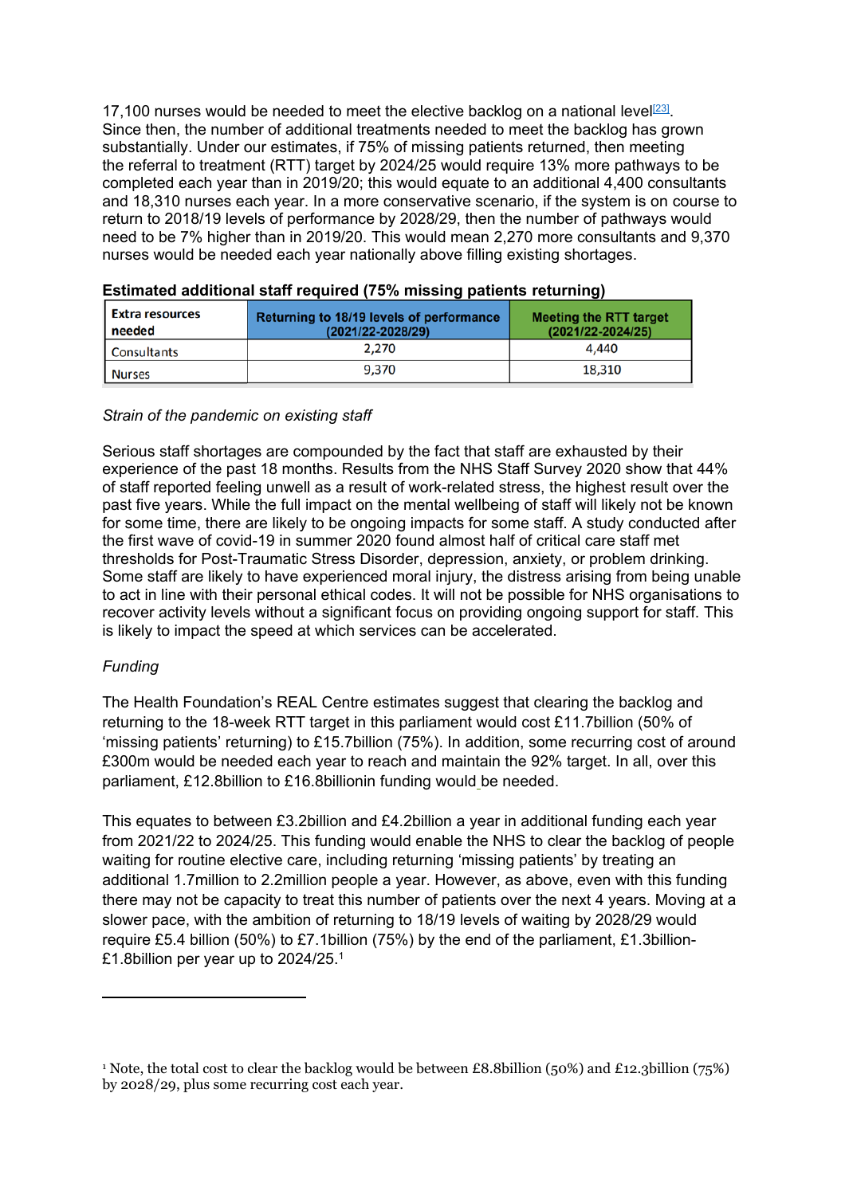17,100 nurses would be needed to meet the elective backlog on a national level[23]. Since then, the number of additional treatments needed to meet the backlog has grown substantially. Under our estimates, if 75% of missing patients returned, then meeting the referral to treatment (RTT) target by 2024/25 would require 13% more pathways to be completed each year than in 2019/20; this would equate to an additional 4,400 consultants and 18,310 nurses each year. In a more conservative scenario, if the system is on course to return to 2018/19 levels of performance by 2028/29, then the number of pathways would need to be 7% higher than in 2019/20. This would mean 2,270 more consultants and 9,370 nurses would be needed each year nationally above filling existing shortages.

**Estimated additional staff required (75% missing patients returning)**

| Extra resources needed | Returning to 18/19 levels of performance (2021/22-2028/29) | Meeting the RTT target (2021/22-2024/25) |
|---|---|---|
| Consultants | 2,270 | 4,440 |
| Nurses | 9,370 | 18,310 |

*Strain of the pandemic on existing staff*

Serious staff shortages are compounded by the fact that staff are exhausted by their experience of the past 18 months. Results from the NHS Staff Survey 2020 show that 44% of staff reported feeling unwell as a result of work-related stress, the highest result over the past five years. While the full impact on the mental wellbeing of staff will likely not be known for some time, there are likely to be ongoing impacts for some staff. A study conducted after the first wave of covid-19 in summer 2020 found almost half of critical care staff met thresholds for Post-Traumatic Stress Disorder, depression, anxiety, or problem drinking. Some staff are likely to have experienced moral injury, the distress arising from being unable to act in line with their personal ethical codes. It will not be possible for NHS organisations to recover activity levels without a significant focus on providing ongoing support for staff. This is likely to impact the speed at which services can be accelerated.

*Funding*

The Health Foundation's REAL Centre estimates suggest that clearing the backlog and returning to the 18-week RTT target in this parliament would cost £11.7billion (50% of 'missing patients' returning) to £15.7billion (75%). In addition, some recurring cost of around £300m would be needed each year to reach and maintain the 92% target. In all, over this parliament, £12.8billion to £16.8billionin funding would be needed.

This equates to between £3.2billion and £4.2billion a year in additional funding each year from 2021/22 to 2024/25. This funding would enable the NHS to clear the backlog of people waiting for routine elective care, including returning 'missing patients' by treating an additional 1.7million to 2.2million people a year. However, as above, even with this funding there may not be capacity to treat this number of patients over the next 4 years. Moving at a slower pace, with the ambition of returning to 18/19 levels of waiting by 2028/29 would require £5.4 billion (50%) to £7.1billion (75%) by the end of the parliament, £1.3billion-£1.8billion per year up to 2024/25.[1]

---

[1] Note, the total cost to clear the backlog would be between £8.8billion (50%) and £12.3billion (75%) by 2028/29, plus some recurring cost each year.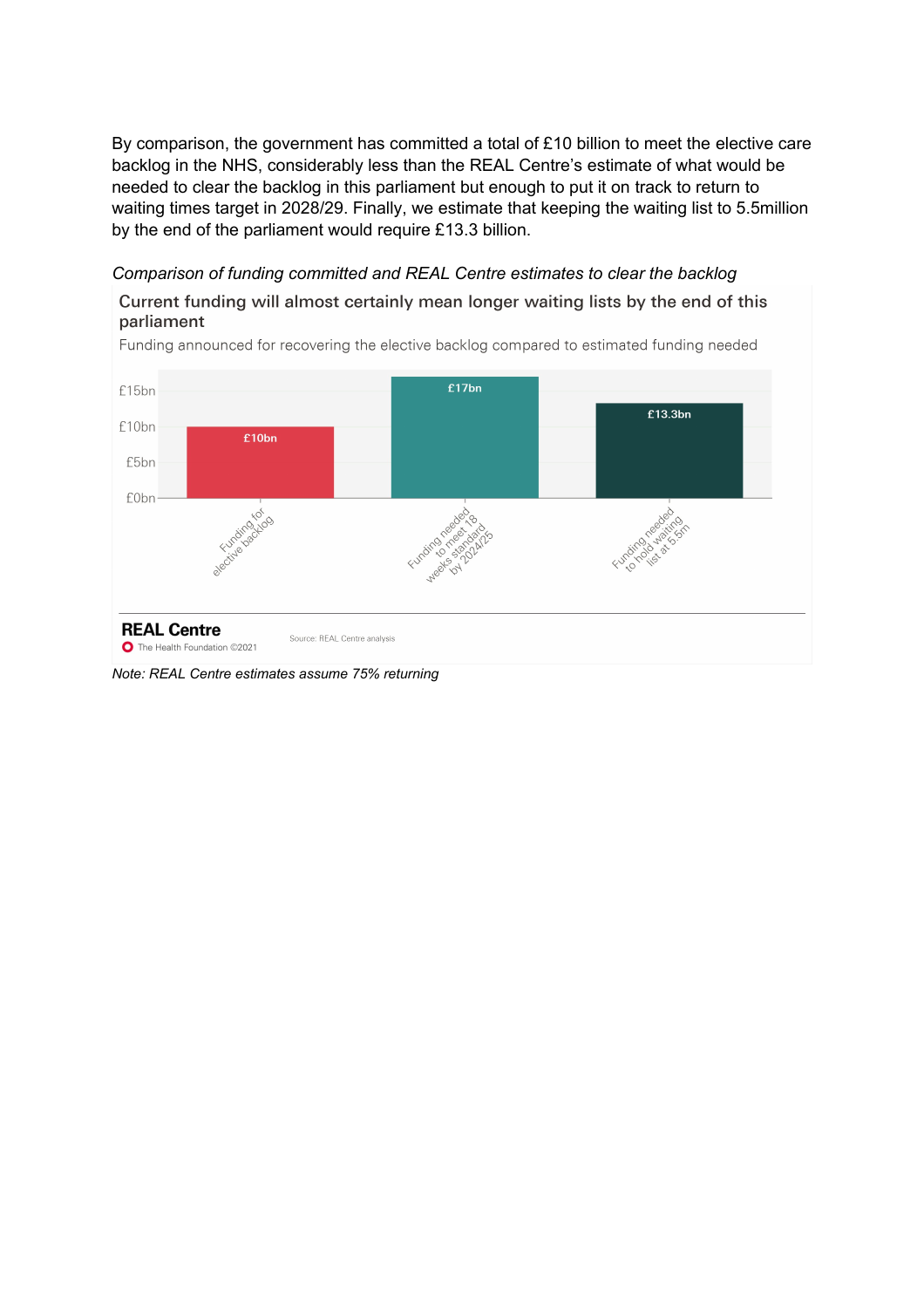By comparison, the government has committed a total of £10 billion to meet the elective care backlog in the NHS, considerably less than the REAL Centre's estimate of what would be needed to clear the backlog in this parliament but enough to put it on track to return to waiting times target in 2028/29. Finally, we estimate that keeping the waiting list to 5.5million by the end of the parliament would require £13.3 billion.

*Comparison of funding committed and REAL Centre estimates to clear the backlog*

**Current funding will almost certainly mean longer waiting lists by the end of this parliament**

Funding announced for recovering the elective backlog compared to estimated funding needed

| | Value |
|---|---|
| Funding for elective backlog | £10bn |
| Funding needed to meet 18 weeks standard by 2024/25 | £17bn |
| Funding needed to hold waiting list at 5.5m | £13.3bn |

**REAL Centre**
The Health Foundation ©2021

Source: REAL Centre analysis

*Note: REAL Centre estimates assume 75% returning*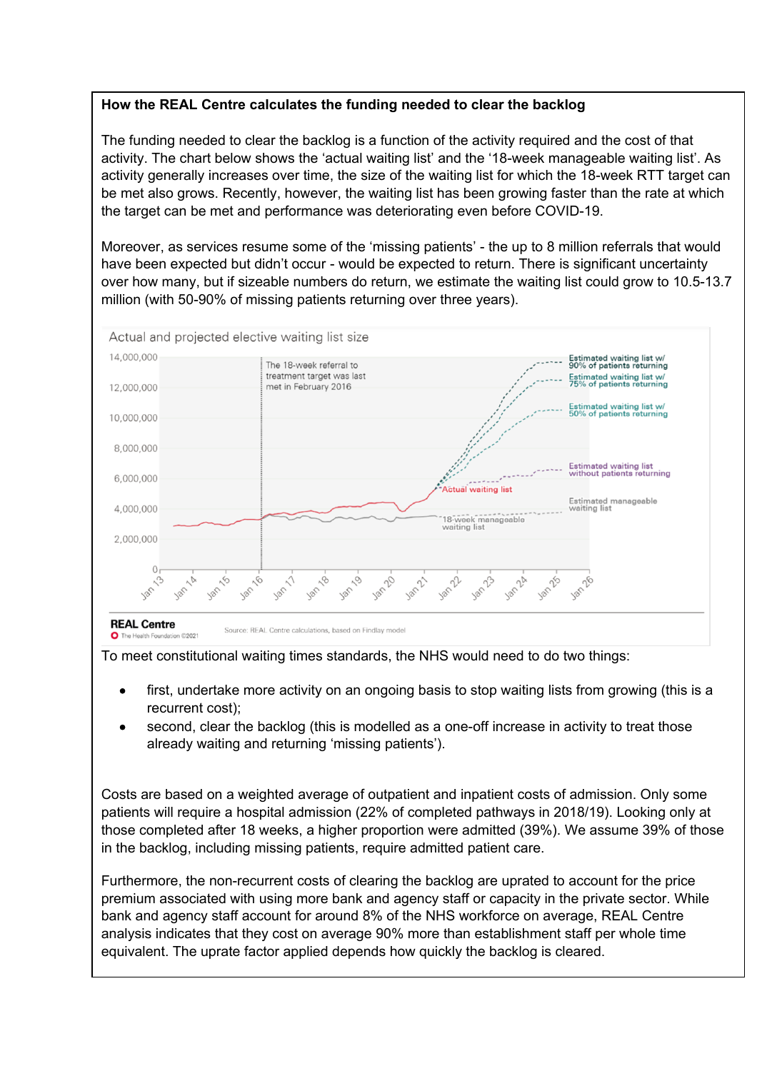**How the REAL Centre calculates the funding needed to clear the backlog**

The funding needed to clear the backlog is a function of the activity required and the cost of that activity. The chart below shows the 'actual waiting list' and the '18-week manageable waiting list'. As activity generally increases over time, the size of the waiting list for which the 18-week RTT target can be met also grows. Recently, however, the waiting list has been growing faster than the rate at which the target can be met and performance was deteriorating even before COVID-19.

Moreover, as services resume some of the 'missing patients' - the up to 8 million referrals that would have been expected but didn't occur - would be expected to return. There is significant uncertainty over how many, but if sizeable numbers do return, we estimate the waiting list could grow to 10.5-13.7 million (with 50-90% of missing patients returning over three years).

Actual and projected elective waiting list size

REAL Centre
The Health Foundation ©2021

Source: REAL Centre calculations, based on Findlay model

To meet constitutional waiting times standards, the NHS would need to do two things:

- first, undertake more activity on an ongoing basis to stop waiting lists from growing (this is a recurrent cost);
- second, clear the backlog (this is modelled as a one-off increase in activity to treat those already waiting and returning 'missing patients').

Costs are based on a weighted average of outpatient and inpatient costs of admission. Only some patients will require a hospital admission (22% of completed pathways in 2018/19). Looking only at those completed after 18 weeks, a higher proportion were admitted (39%). We assume 39% of those in the backlog, including missing patients, require admitted patient care.

Furthermore, the non-recurrent costs of clearing the backlog are uprated to account for the price premium associated with using more bank and agency staff or capacity in the private sector. While bank and agency staff account for around 8% of the NHS workforce on average, REAL Centre analysis indicates that they cost on average 90% more than establishment staff per whole time equivalent. The uprate factor applied depends how quickly the backlog is cleared.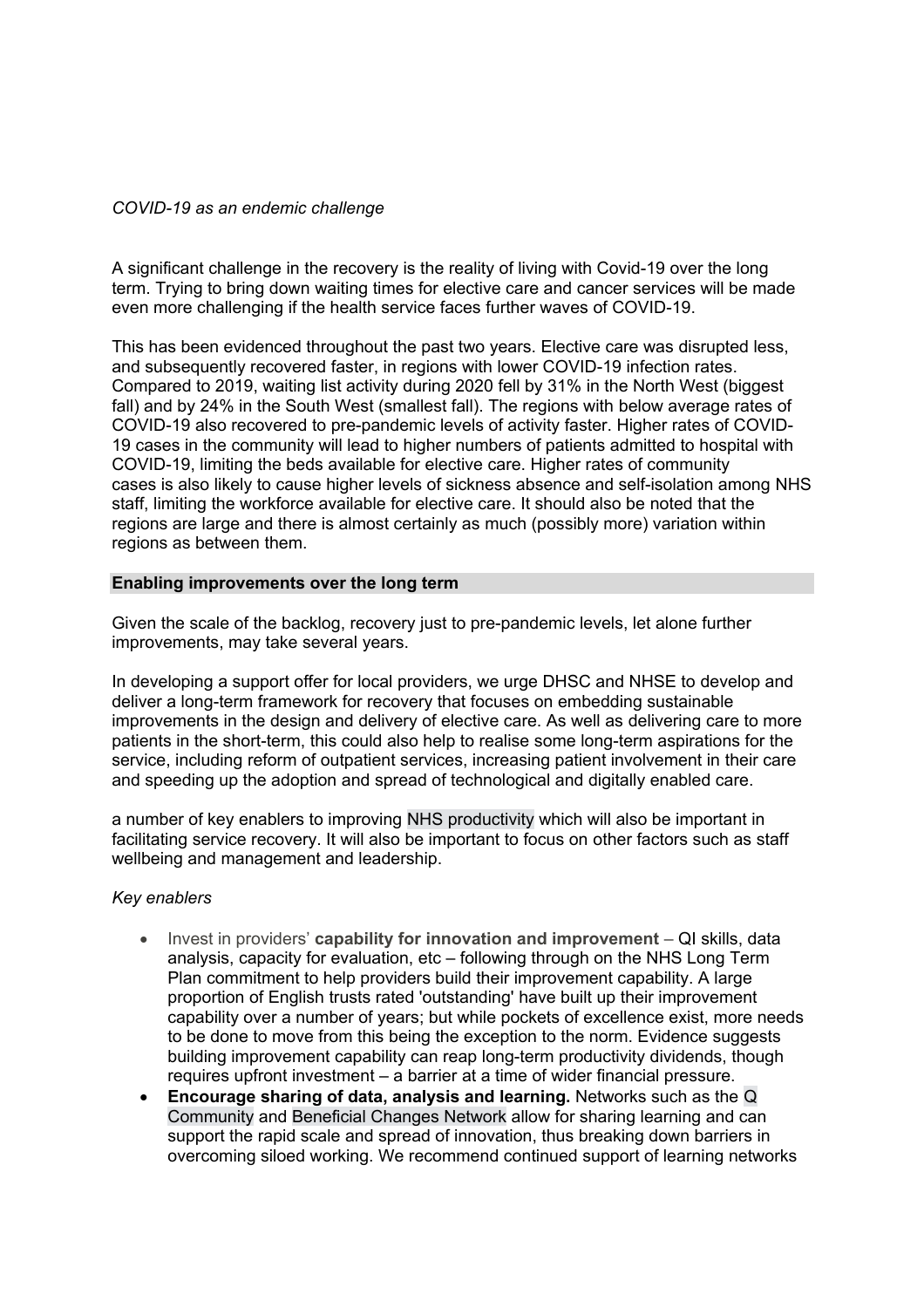*COVID-19 as an endemic challenge*

A significant challenge in the recovery is the reality of living with Covid-19 over the long term. Trying to bring down waiting times for elective care and cancer services will be made even more challenging if the health service faces further waves of COVID-19.

This has been evidenced throughout the past two years. Elective care was disrupted less, and subsequently recovered faster, in regions with lower COVID-19 infection rates. Compared to 2019, waiting list activity during 2020 fell by 31% in the North West (biggest fall) and by 24% in the South West (smallest fall). The regions with below average rates of COVID-19 also recovered to pre-pandemic levels of activity faster. Higher rates of COVID-19 cases in the community will lead to higher numbers of patients admitted to hospital with COVID-19, limiting the beds available for elective care. Higher rates of community cases is also likely to cause higher levels of sickness absence and self-isolation among NHS staff, limiting the workforce available for elective care. It should also be noted that the regions are large and there is almost certainly as much (possibly more) variation within regions as between them.

## Enabling improvements over the long term

Given the scale of the backlog, recovery just to pre-pandemic levels, let alone further improvements, may take several years.

In developing a support offer for local providers, we urge DHSC and NHSE to develop and deliver a long-term framework for recovery that focuses on embedding sustainable improvements in the design and delivery of elective care. As well as delivering care to more patients in the short-term, this could also help to realise some long-term aspirations for the service, including reform of outpatient services, increasing patient involvement in their care and speeding up the adoption and spread of technological and digitally enabled care.

a number of key enablers to improving NHS productivity which will also be important in facilitating service recovery. It will also be important to focus on other factors such as staff wellbeing and management and leadership.

*Key enablers*

- Invest in providers' **capability for innovation and improvement** – QI skills, data analysis, capacity for evaluation, etc – following through on the NHS Long Term Plan commitment to help providers build their improvement capability. A large proportion of English trusts rated 'outstanding' have built up their improvement capability over a number of years; but while pockets of excellence exist, more needs to be done to move from this being the exception to the norm. Evidence suggests building improvement capability can reap long-term productivity dividends, though requires upfront investment – a barrier at a time of wider financial pressure.
- **Encourage sharing of data, analysis and learning.** Networks such as the Q Community and Beneficial Changes Network allow for sharing learning and can support the rapid scale and spread of innovation, thus breaking down barriers in overcoming siloed working. We recommend continued support of learning networks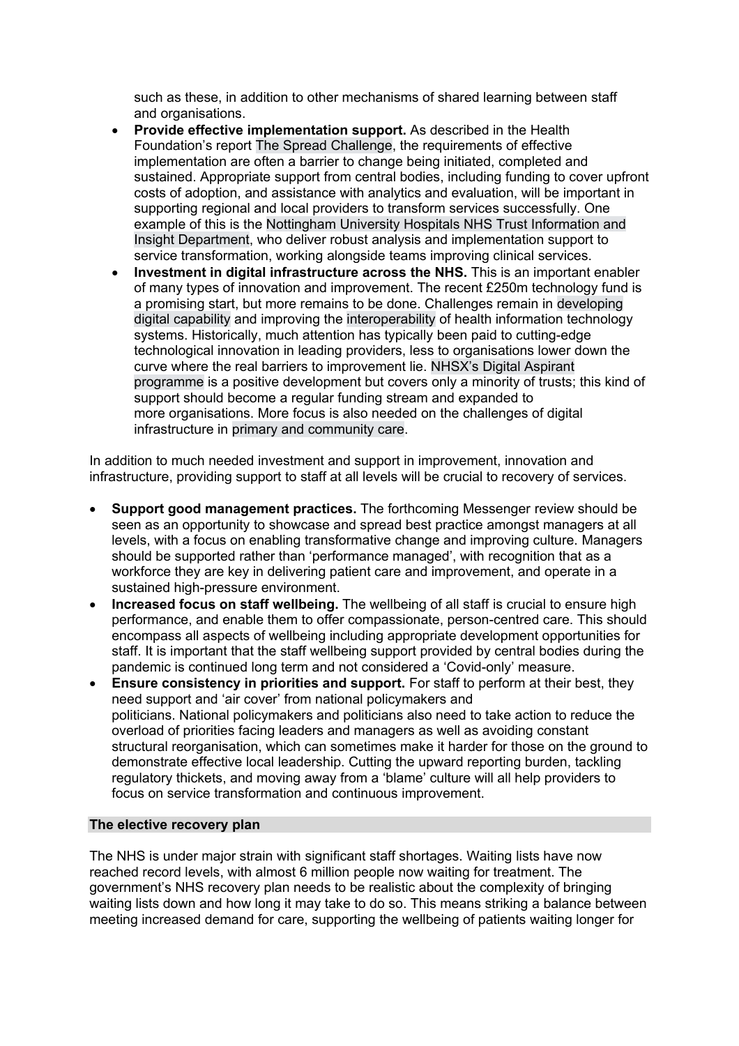such as these, in addition to other mechanisms of shared learning between staff and organisations.

- **Provide effective implementation support.** As described in the Health Foundation's report The Spread Challenge, the requirements of effective implementation are often a barrier to change being initiated, completed and sustained. Appropriate support from central bodies, including funding to cover upfront costs of adoption, and assistance with analytics and evaluation, will be important in supporting regional and local providers to transform services successfully. One example of this is the Nottingham University Hospitals NHS Trust Information and Insight Department, who deliver robust analysis and implementation support to service transformation, working alongside teams improving clinical services.
- **Investment in digital infrastructure across the NHS.** This is an important enabler of many types of innovation and improvement. The recent £250m technology fund is a promising start, but more remains to be done. Challenges remain in developing digital capability and improving the interoperability of health information technology systems. Historically, much attention has typically been paid to cutting-edge technological innovation in leading providers, less to organisations lower down the curve where the real barriers to improvement lie. NHSX's Digital Aspirant programme is a positive development but covers only a minority of trusts; this kind of support should become a regular funding stream and expanded to more organisations. More focus is also needed on the challenges of digital infrastructure in primary and community care.

In addition to much needed investment and support in improvement, innovation and infrastructure, providing support to staff at all levels will be crucial to recovery of services.

- **Support good management practices.** The forthcoming Messenger review should be seen as an opportunity to showcase and spread best practice amongst managers at all levels, with a focus on enabling transformative change and improving culture. Managers should be supported rather than 'performance managed', with recognition that as a workforce they are key in delivering patient care and improvement, and operate in a sustained high-pressure environment.
- **Increased focus on staff wellbeing.** The wellbeing of all staff is crucial to ensure high performance, and enable them to offer compassionate, person-centred care. This should encompass all aspects of wellbeing including appropriate development opportunities for staff. It is important that the staff wellbeing support provided by central bodies during the pandemic is continued long term and not considered a 'Covid-only' measure.
- **Ensure consistency in priorities and support.** For staff to perform at their best, they need support and 'air cover' from national policymakers and politicians. National policymakers and politicians also need to take action to reduce the overload of priorities facing leaders and managers as well as avoiding constant structural reorganisation, which can sometimes make it harder for those on the ground to demonstrate effective local leadership. Cutting the upward reporting burden, tackling regulatory thickets, and moving away from a 'blame' culture will all help providers to focus on service transformation and continuous improvement.

### The elective recovery plan

The NHS is under major strain with significant staff shortages. Waiting lists have now reached record levels, with almost 6 million people now waiting for treatment. The government's NHS recovery plan needs to be realistic about the complexity of bringing waiting lists down and how long it may take to do so. This means striking a balance between meeting increased demand for care, supporting the wellbeing of patients waiting longer for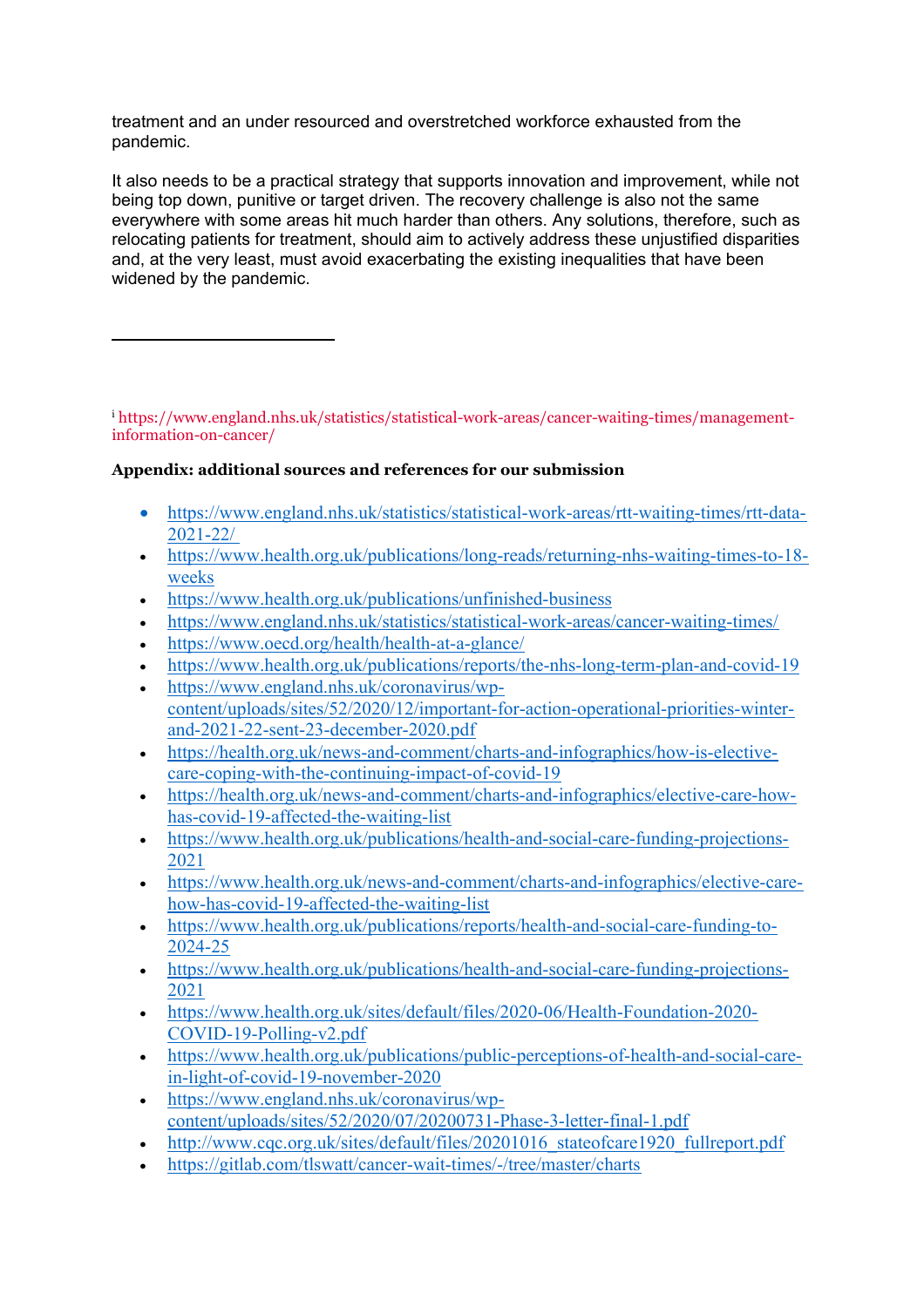treatment and an under resourced and overstretched workforce exhausted from the pandemic.

It also needs to be a practical strategy that supports innovation and improvement, while not being top down, punitive or target driven. The recovery challenge is also not the same everywhere with some areas hit much harder than others. Any solutions, therefore, such as relocating patients for treatment, should aim to actively address these unjustified disparities and, at the very least, must avoid exacerbating the existing inequalities that have been widened by the pandemic.

---

[i] https://www.england.nhs.uk/statistics/statistical-work-areas/cancer-waiting-times/management-information-on-cancer/

**Appendix: additional sources and references for our submission**

- https://www.england.nhs.uk/statistics/statistical-work-areas/rtt-waiting-times/rtt-data-2021-22/
- https://www.health.org.uk/publications/long-reads/returning-nhs-waiting-times-to-18-weeks
- https://www.health.org.uk/publications/unfinished-business
- https://www.england.nhs.uk/statistics/statistical-work-areas/cancer-waiting-times/
- https://www.oecd.org/health/health-at-a-glance/
- https://www.health.org.uk/publications/reports/the-nhs-long-term-plan-and-covid-19
- https://www.england.nhs.uk/coronavirus/wp-content/uploads/sites/52/2020/12/important-for-action-operational-priorities-winter-and-2021-22-sent-23-december-2020.pdf
- https://health.org.uk/news-and-comment/charts-and-infographics/how-is-elective-care-coping-with-the-continuing-impact-of-covid-19
- https://health.org.uk/news-and-comment/charts-and-infographics/elective-care-how-has-covid-19-affected-the-waiting-list
- https://www.health.org.uk/publications/health-and-social-care-funding-projections-2021
- https://www.health.org.uk/news-and-comment/charts-and-infographics/elective-care-how-has-covid-19-affected-the-waiting-list
- https://www.health.org.uk/publications/reports/health-and-social-care-funding-to-2024-25
- https://www.health.org.uk/publications/health-and-social-care-funding-projections-2021
- https://www.health.org.uk/sites/default/files/2020-06/Health-Foundation-2020-COVID-19-Polling-v2.pdf
- https://www.health.org.uk/publications/public-perceptions-of-health-and-social-care-in-light-of-covid-19-november-2020
- https://www.england.nhs.uk/coronavirus/wp-content/uploads/sites/52/2020/07/20200731-Phase-3-letter-final-1.pdf
- http://www.cqc.org.uk/sites/default/files/20201016_stateofcare1920_fullreport.pdf
- https://gitlab.com/tlswatt/cancer-wait-times/-/tree/master/charts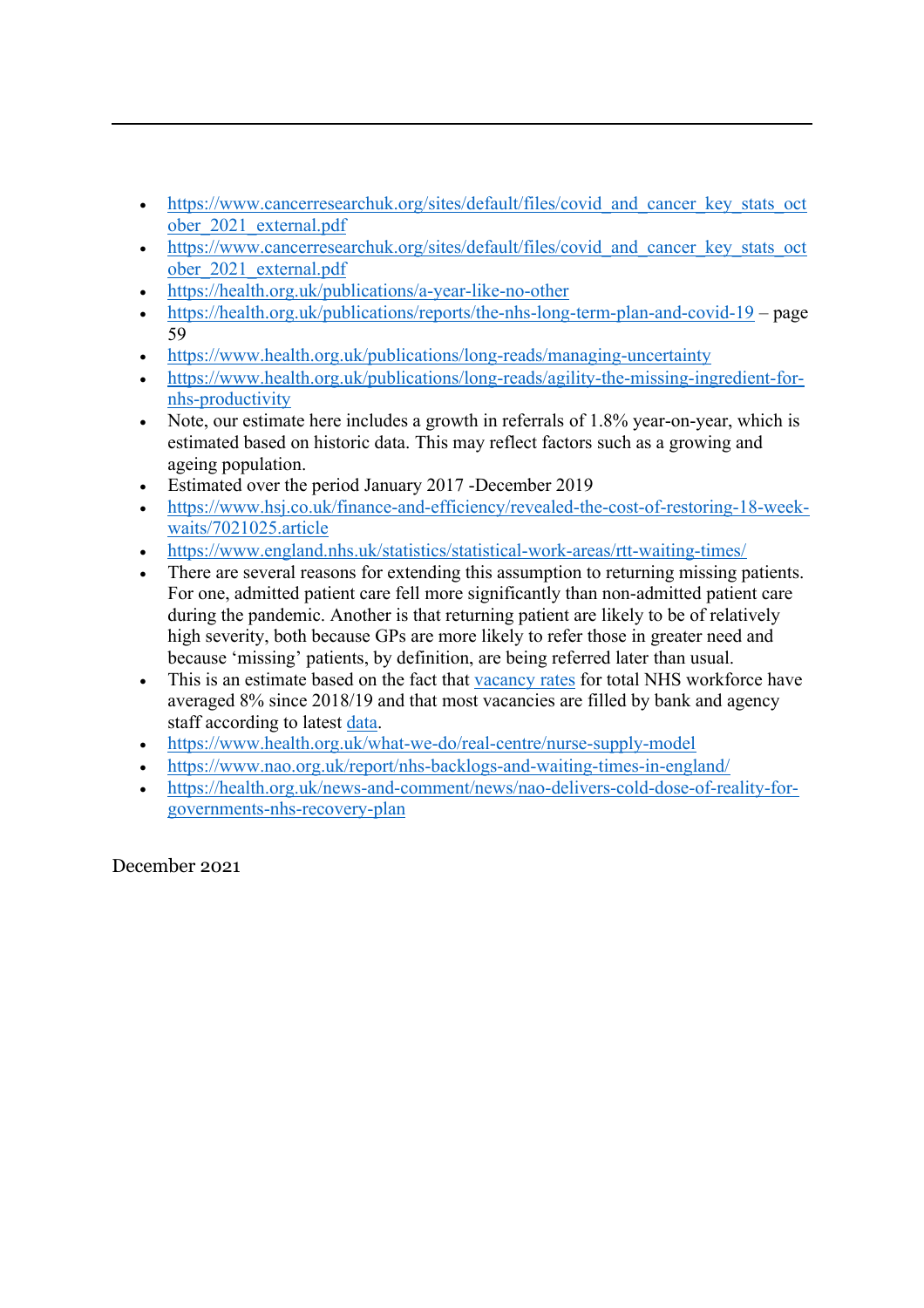- https://www.cancerresearchuk.org/sites/default/files/covid_and_cancer_key_stats_october_2021_external.pdf
- https://www.cancerresearchuk.org/sites/default/files/covid_and_cancer_key_stats_october_2021_external.pdf
- https://health.org.uk/publications/a-year-like-no-other
- https://health.org.uk/publications/reports/the-nhs-long-term-plan-and-covid-19 – page 59
- https://www.health.org.uk/publications/long-reads/managing-uncertainty
- https://www.health.org.uk/publications/long-reads/agility-the-missing-ingredient-for-nhs-productivity
- Note, our estimate here includes a growth in referrals of 1.8% year-on-year, which is estimated based on historic data. This may reflect factors such as a growing and ageing population.
- Estimated over the period January 2017 -December 2019
- https://www.hsj.co.uk/finance-and-efficiency/revealed-the-cost-of-restoring-18-week-waits/7021025.article
- https://www.england.nhs.uk/statistics/statistical-work-areas/rtt-waiting-times/
- There are several reasons for extending this assumption to returning missing patients. For one, admitted patient care fell more significantly than non-admitted patient care during the pandemic. Another is that returning patient are likely to be of relatively high severity, both because GPs are more likely to refer those in greater need and because 'missing' patients, by definition, are being referred later than usual.
- This is an estimate based on the fact that vacancy rates for total NHS workforce have averaged 8% since 2018/19 and that most vacancies are filled by bank and agency staff according to latest data.
- https://www.health.org.uk/what-we-do/real-centre/nurse-supply-model
- https://www.nao.org.uk/report/nhs-backlogs-and-waiting-times-in-england/
- https://health.org.uk/news-and-comment/news/nao-delivers-cold-dose-of-reality-for-governments-nhs-recovery-plan

December 2021